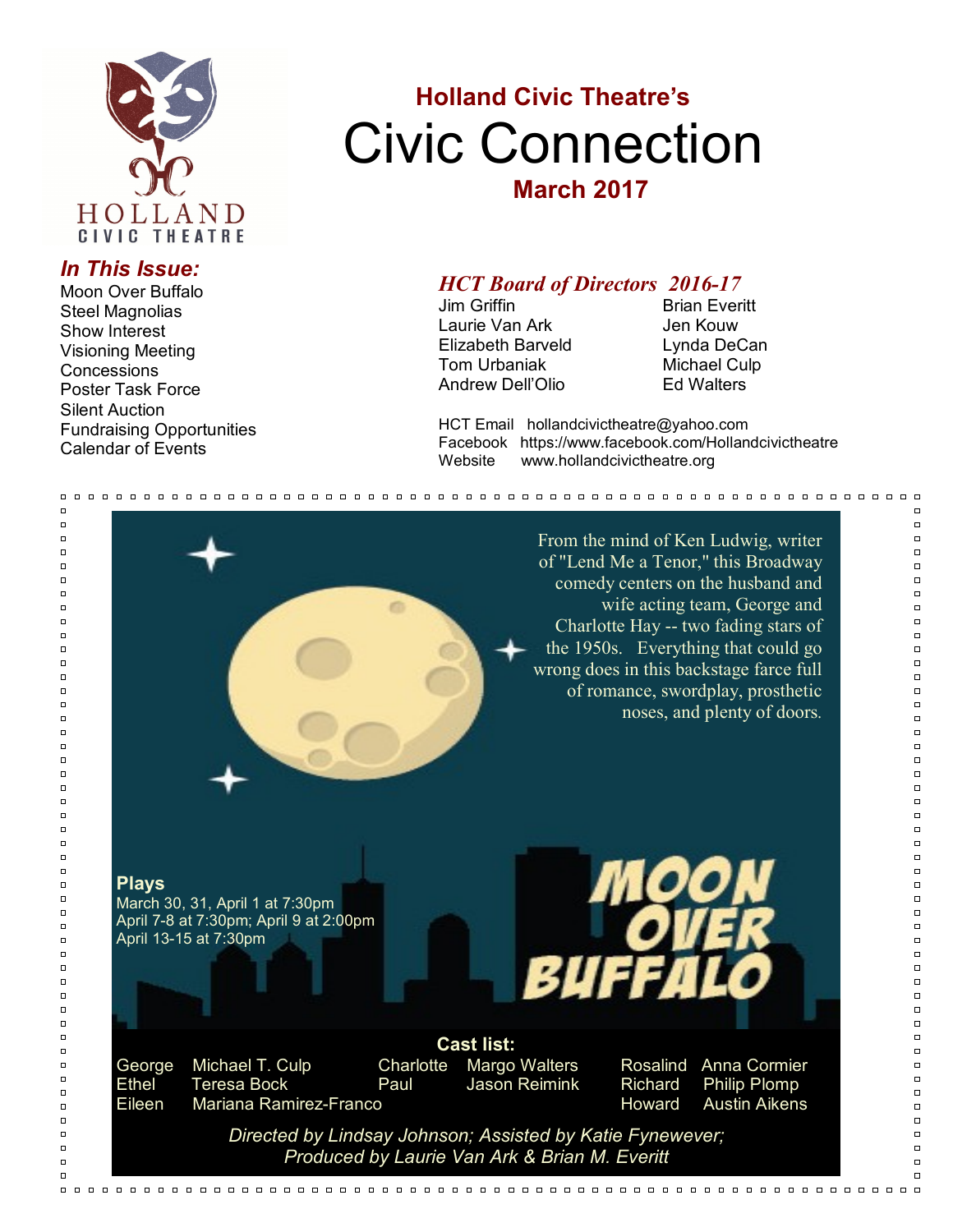HOLLAND CIVIC THEATRE

# Holland Civic Theatre's Civic Connection

**March 2017**

## *In This Issue:*

- Moon Over Buffalo
- Steel Magnolias
- Show Interest
- Visioning Meeting
- Concessions
- Poster Task Force
- Silent Auction
- Fundraising Opportunities
- Calendar of Events

## *HCT Board of Directors 2016-17*

| | |
|---|---|
| Jim Griffin | Brian Everitt |
| Laurie Van Ark | Jen Kouw |
| Elizabeth Barveld | Lynda DeCan |
| Tom Urbaniak | Michael Culp |
| Andrew Dell'Olio | Ed Walters |

HCT Email hollandcivictheatre@yahoo.com
Facebook https://www.facebook.com/Hollandcivictheatre
Website www.hollandcivictheatre.org

---

From the mind of Ken Ludwig, writer of "Lend Me a Tenor," this Broadway comedy centers on the husband and wife acting team, George and Charlotte Hay -- two fading stars of the 1950s. Everything that could go wrong does in this backstage farce full of romance, swordplay, prosthetic noses, and plenty of doors.

# MOON OVER BUFFALO

**Plays**
March 30, 31, April 1 at 7:30pm
April 7-8 at 7:30pm; April 9 at 2:00pm
April 13-15 at 7:30pm

**Cast list:**

| | | | | | |
|---|---|---|---|---|---|
| George | Michael T. Culp | Charlotte | Margo Walters | Rosalind | Anna Cormier |
| Ethel | Teresa Bock | Paul | Jason Reimink | Richard | Philip Plomp |
| Eileen | Mariana Ramirez-Franco | | | Howard | Austin Aikens |

*Directed by Lindsay Johnson; Assisted by Katie Fynewever; Produced by Laurie Van Ark & Brian M. Everitt*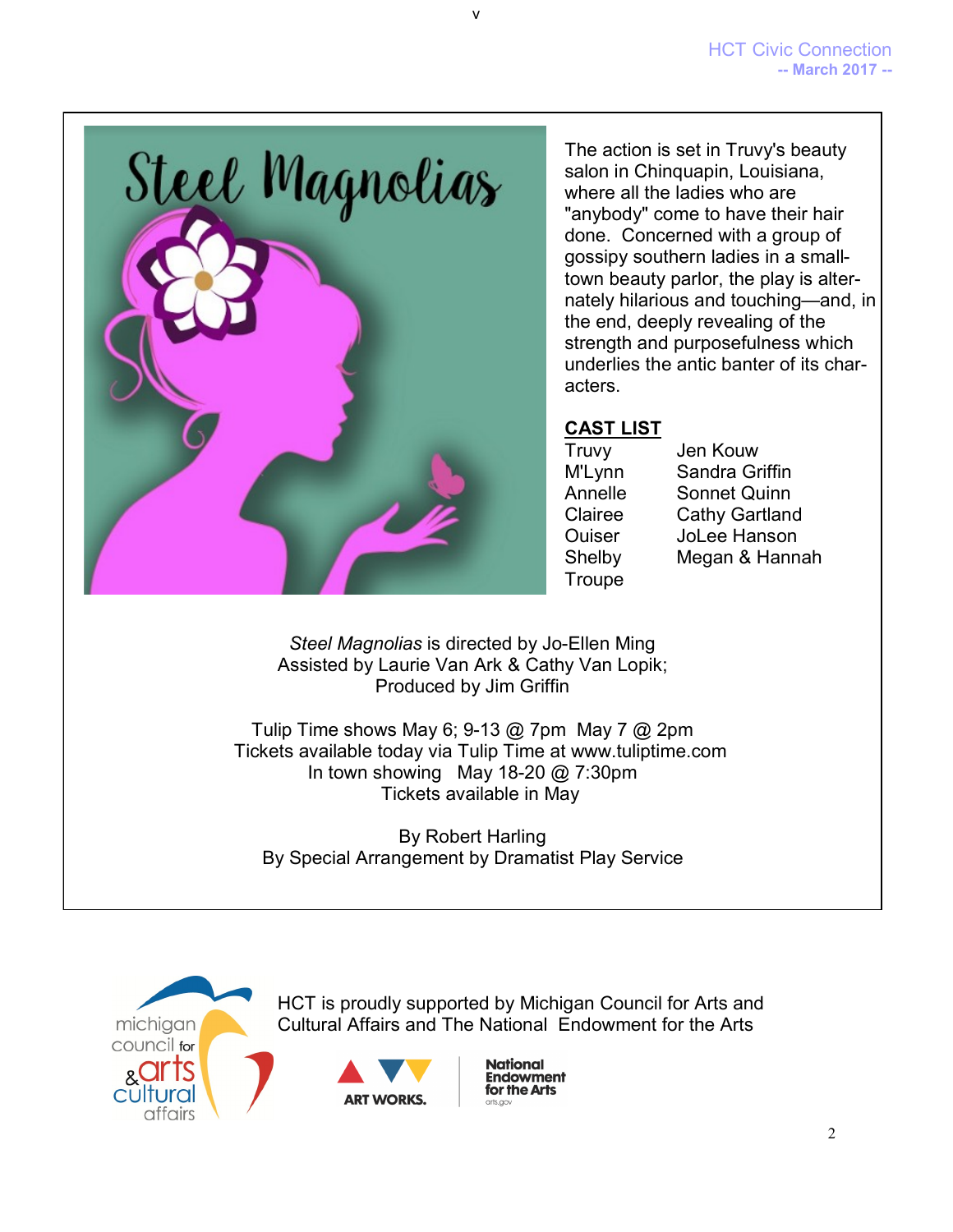# Steel Magnolias

The action is set in Truvy's beauty salon in Chinquapin, Louisiana, where all the ladies who are "anybody" come to have their hair done. Concerned with a group of gossipy southern ladies in a small-town beauty parlor, the play is alternately hilarious and touching—and, in the end, deeply revealing of the strength and purposefulness which underlies the antic banter of its characters.

**CAST LIST**

| | |
|---|---|
| Truvy | Jen Kouw |
| M'Lynn | Sandra Griffin |
| Annelle | Sonnet Quinn |
| Clairee | Cathy Gartland |
| Ouiser | JoLee Hanson |
| Shelby | Megan & Hannah |
| Troupe | |

*Steel Magnolias* is directed by Jo-Ellen Ming
Assisted by Laurie Van Ark & Cathy Van Lopik;
Produced by Jim Griffin

Tulip Time shows May 6; 9-13 @ 7pm May 7 @ 2pm
Tickets available today via Tulip Time at www.tuliptime.com
In town showing May 18-20 @ 7:30pm
Tickets available in May

By Robert Harling
By Special Arrangement by Dramatist Play Service

HCT is proudly supported by Michigan Council for Arts and Cultural Affairs and The National Endowment for the Arts

michigan council for arts & cultural affairs

ART WORKS.

National Endowment for the Arts
arts.gov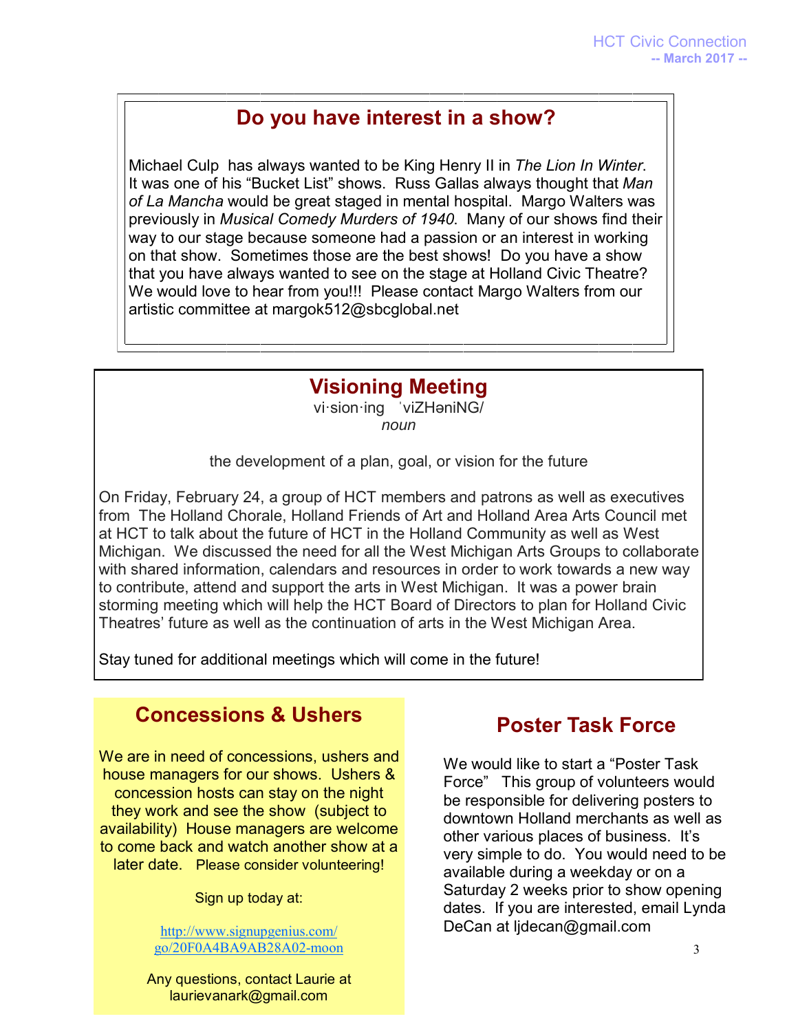## Do you have interest in a show?

Michael Culp has always wanted to be King Henry II in *The Lion In Winter*. It was one of his "Bucket List" shows. Russ Gallas always thought that *Man of La Mancha* would be great staged in mental hospital. Margo Walters was previously in *Musical Comedy Murders of 1940*. Many of our shows find their way to our stage because someone had a passion or an interest in working on that show. Sometimes those are the best shows! Do you have a show that you have always wanted to see on the stage at Holland Civic Theatre? We would love to hear from you!!! Please contact Margo Walters from our artistic committee at margok512@sbcglobal.net

## Visioning Meeting

vi·sion·ing ˈviZHəniNG/
*noun*

the development of a plan, goal, or vision for the future

On Friday, February 24, a group of HCT members and patrons as well as executives from The Holland Chorale, Holland Friends of Art and Holland Area Arts Council met at HCT to talk about the future of HCT in the Holland Community as well as West Michigan. We discussed the need for all the West Michigan Arts Groups to collaborate with shared information, calendars and resources in order to work towards a new way to contribute, attend and support the arts in West Michigan. It was a power brain storming meeting which will help the HCT Board of Directors to plan for Holland Civic Theatres' future as well as the continuation of arts in the West Michigan Area.

Stay tuned for additional meetings which will come in the future!

## Concessions & Ushers

We are in need of concessions, ushers and house managers for our shows. Ushers & concession hosts can stay on the night they work and see the show (subject to availability) House managers are welcome to come back and watch another show at a later date. Please consider volunteering!

Sign up today at:

http://www.signupgenius.com/go/20F0A4BA9AB28A02-moon

Any questions, contact Laurie at laurievanark@gmail.com

## Poster Task Force

We would like to start a "Poster Task Force" This group of volunteers would be responsible for delivering posters to downtown Holland merchants as well as other various places of business. It's very simple to do. You would need to be available during a weekday or on a Saturday 2 weeks prior to show opening dates. If you are interested, email Lynda DeCan at ljdecan@gmail.com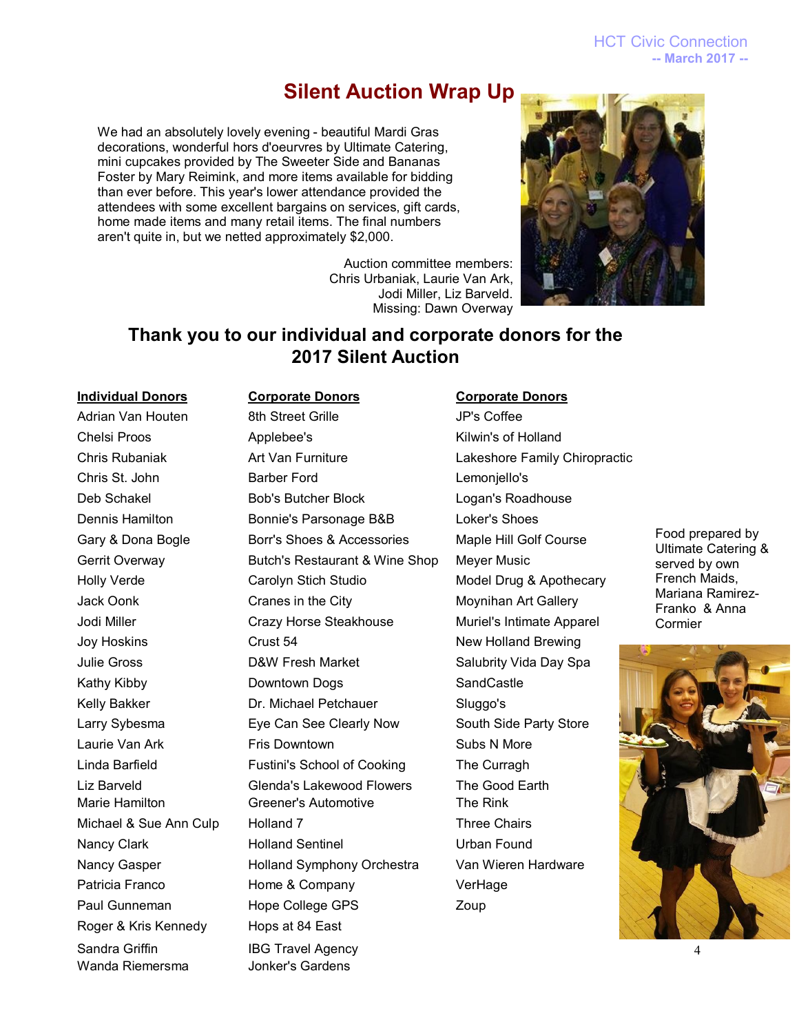# Silent Auction Wrap Up

We had an absolutely lovely evening - beautiful Mardi Gras decorations, wonderful hors d'oeurvres by Ultimate Catering, mini cupcakes provided by The Sweeter Side and Bananas Foster by Mary Reimink, and more items available for bidding than ever before. This year's lower attendance provided the attendees with some excellent bargains on services, gift cards, home made items and many retail items. The final numbers aren't quite in, but we netted approximately $2,000.

Auction committee members: Chris Urbaniak, Laurie Van Ark, Jodi Miller, Liz Barveld. Missing: Dawn Overway

## Thank you to our individual and corporate donors for the 2017 Silent Auction

**Individual Donors**

Adrian Van Houten
Chelsi Proos
Chris Rubaniak
Chris St. John
Deb Schakel
Dennis Hamilton
Gary & Dona Bogle
Gerrit Overway
Holly Verde
Jack Oonk
Jodi Miller
Joy Hoskins
Julie Gross
Kathy Kibby
Kelly Bakker
Larry Sybesma
Laurie Van Ark
Linda Barfield
Liz Barveld
Marie Hamilton
Michael & Sue Ann Culp
Nancy Clark
Nancy Gasper
Patricia Franco
Paul Gunneman
Roger & Kris Kennedy
Sandra Griffin
Wanda Riemersma

**Corporate Donors**

8th Street Grille
Applebee's
Art Van Furniture
Barber Ford
Bob's Butcher Block
Bonnie's Parsonage B&B
Borr's Shoes & Accessories
Butch's Restaurant & Wine Shop
Carolyn Stich Studio
Cranes in the City
Crazy Horse Steakhouse
Crust 54
D&W Fresh Market
Downtown Dogs
Dr. Michael Petchauer
Eye Can See Clearly Now
Fris Downtown
Fustini's School of Cooking
Glenda's Lakewood Flowers
Greener's Automotive
Holland 7
Holland Sentinel
Holland Symphony Orchestra
Home & Company
Hope College GPS
Hops at 84 East
IBG Travel Agency
Jonker's Gardens

**Corporate Donors**

JP's Coffee
Kilwin's of Holland
Lakeshore Family Chiropractic
Lemonjello's
Logan's Roadhouse
Loker's Shoes
Maple Hill Golf Course
Meyer Music
Model Drug & Apothecary
Moynihan Art Gallery
Muriel's Intimate Apparel
New Holland Brewing
Salubrity Vida Day Spa
SandCastle
Sluggo's
South Side Party Store
Subs N More
The Curragh
The Good Earth
The Rink
Three Chairs
Urban Found
Van Wieren Hardware
VerHage
Zoup

Food prepared by Ultimate Catering & served by own French Maids, Mariana Ramirez-Franko & Anna Cormier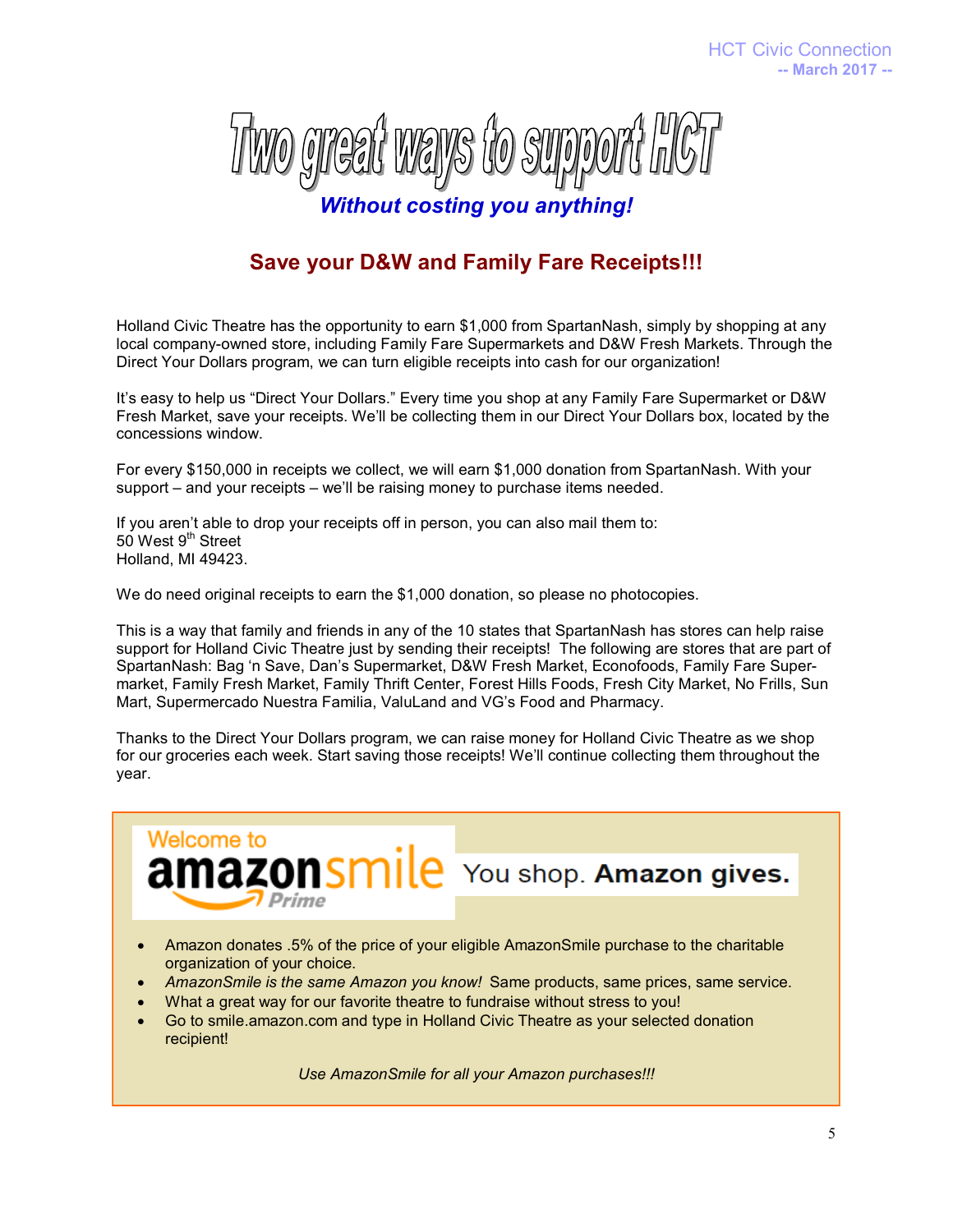# Two great ways to support HCT

***Without costing you anything!***

## Save your D&W and Family Fare Receipts!!!

Holland Civic Theatre has the opportunity to earn $1,000 from SpartanNash, simply by shopping at any local company-owned store, including Family Fare Supermarkets and D&W Fresh Markets. Through the Direct Your Dollars program, we can turn eligible receipts into cash for our organization!

It's easy to help us "Direct Your Dollars." Every time you shop at any Family Fare Supermarket or D&W Fresh Market, save your receipts. We'll be collecting them in our Direct Your Dollars box, located by the concessions window.

For every $150,000 in receipts we collect, we will earn $1,000 donation from SpartanNash. With your support – and your receipts – we'll be raising money to purchase items needed.

If you aren't able to drop your receipts off in person, you can also mail them to:
50 West 9th Street
Holland, MI 49423.

We do need original receipts to earn the $1,000 donation, so please no photocopies.

This is a way that family and friends in any of the 10 states that SpartanNash has stores can help raise support for Holland Civic Theatre just by sending their receipts! The following are stores that are part of SpartanNash: Bag 'n Save, Dan's Supermarket, D&W Fresh Market, Econofoods, Family Fare Supermarket, Family Fresh Market, Family Thrift Center, Forest Hills Foods, Fresh City Market, No Frills, Sun Mart, Supermercado Nuestra Familia, ValuLand and VG's Food and Pharmacy.

Thanks to the Direct Your Dollars program, we can raise money for Holland Civic Theatre as we shop for our groceries each week. Start saving those receipts! We'll continue collecting them throughout the year.

---

Welcome to **amazonsmile** Prime — You shop. **Amazon gives.**

- Amazon donates .5% of the price of your eligible AmazonSmile purchase to the charitable organization of your choice.
- *AmazonSmile is the same Amazon you know!* Same products, same prices, same service.
- What a great way for our favorite theatre to fundraise without stress to you!
- Go to smile.amazon.com and type in Holland Civic Theatre as your selected donation recipient!

*Use AmazonSmile for all your Amazon purchases!!!*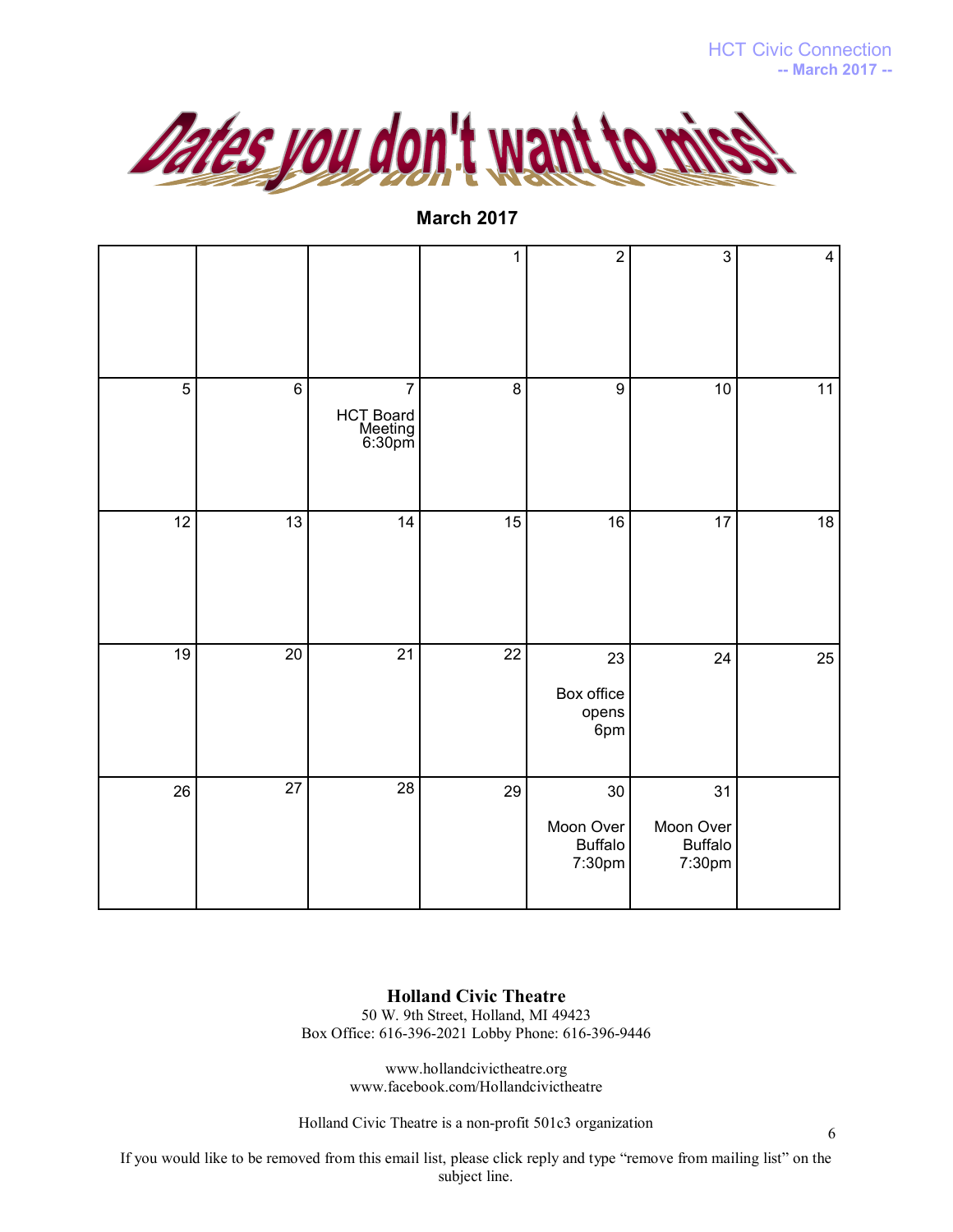# Dates you don't want to miss!

**March 2017**

| | | | | | | |
|---|---|---|---|---|---|---|
| | | | 1 | 2 | 3 | 4 |
| 5 | 6 | 7<br>HCT Board Meeting 6:30pm | 8 | 9 | 10 | 11 |
| 12 | 13 | 14 | 15 | 16 | 17 | 18 |
| 19 | 20 | 21 | 22 | 23<br>Box office opens 6pm | 24 | 25 |
| 26 | 27 | 28 | 29 | 30<br>Moon Over Buffalo 7:30pm | 31<br>Moon Over Buffalo 7:30pm | |

**Holland Civic Theatre**
50 W. 9th Street, Holland, MI 49423
Box Office: 616-396-2021 Lobby Phone: 616-396-9446

www.hollandcivictheatre.org
www.facebook.com/Hollandcivictheatre

Holland Civic Theatre is a non-profit 501c3 organization

If you would like to be removed from this email list, please click reply and type "remove from mailing list" on the subject line.